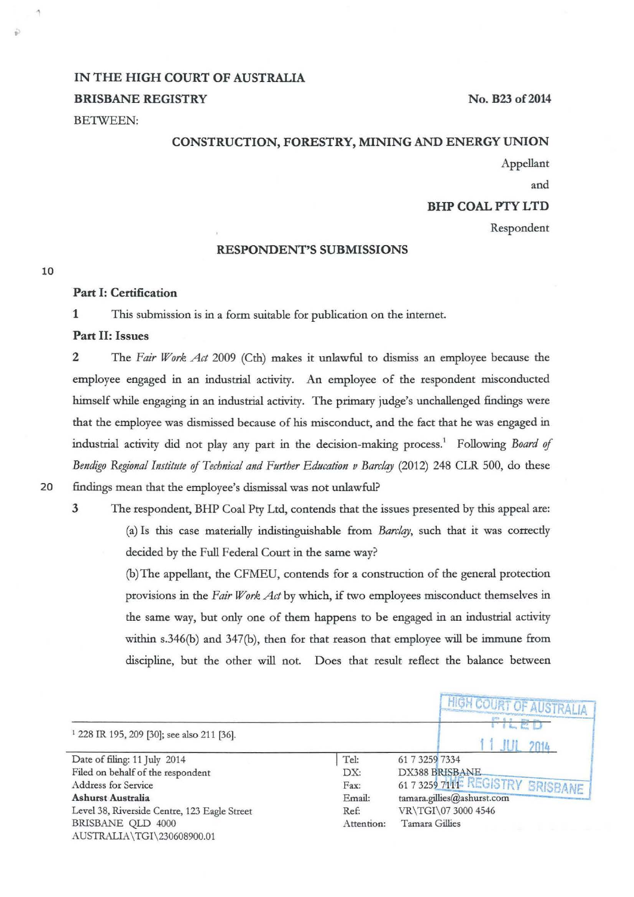IN THE HIGH COURT OF AUSTRALIA

BRISBANE REGISTRY

No. B23 of 2014

BETWEEN:

**CONSTRUCTION, FORESTRY, MINING AND ENERGY UNION**

Appellant

and

**BHP COAL PTY LTD**

Respondent

**RESPONDENT'S SUBMISSIONS**

## Part I: Certification

1 This submission is in a form suitable for publication on the internet.

## Part II: Issues

2 The *Fair Work Act* 2009 (Cth) makes it unlawful to dismiss an employee because the employee engaged in an industrial activity. An employee of the respondent misconducted himself while engaging in an industrial activity. The primary judge's unchallenged findings were that the employee was dismissed because of his misconduct, and the fact that he was engaged in industrial activity did not play any part in the decision-making process.[1] Following *Board of Bendigo Regional Institute of Technical and Further Education v Barclay* (2012) 248 CLR 500, do these findings mean that the employee's dismissal was not unlawful?

3 The respondent, BHP Coal Pty Ltd, contends that the issues presented by this appeal are:

(a) Is this case materially indistinguishable from *Barclay*, such that it was correctly decided by the Full Federal Court in the same way?

(b) The appellant, the CFMEU, contends for a construction of the general protection provisions in the *Fair Work Act* by which, if two employees misconduct themselves in the same way, but only one of them happens to be engaged in an industrial activity within s.346(b) and 347(b), then for that reason that employee will be immune from discipline, but the other will not. Does that result reflect the balance between

[1] 228 IR 195, 209 [30]; see also 211 [36].

Date of filing: 11 July 2014
Filed on behalf of the respondent
Address for Service
**Ashurst Australia**
Level 38, Riverside Centre, 123 Eagle Street
BRISBANE QLD 4000
AUSTRALIA\TGI\230608900.01

Tel: 61 7 3259 7334
DX: DX388 BRISBANE
Fax: 61 7 3259 7111
Email: tamara.gillies@ashurst.com
Ref: VR\TGI\07 3000 4546
Attention: Tamara Gillies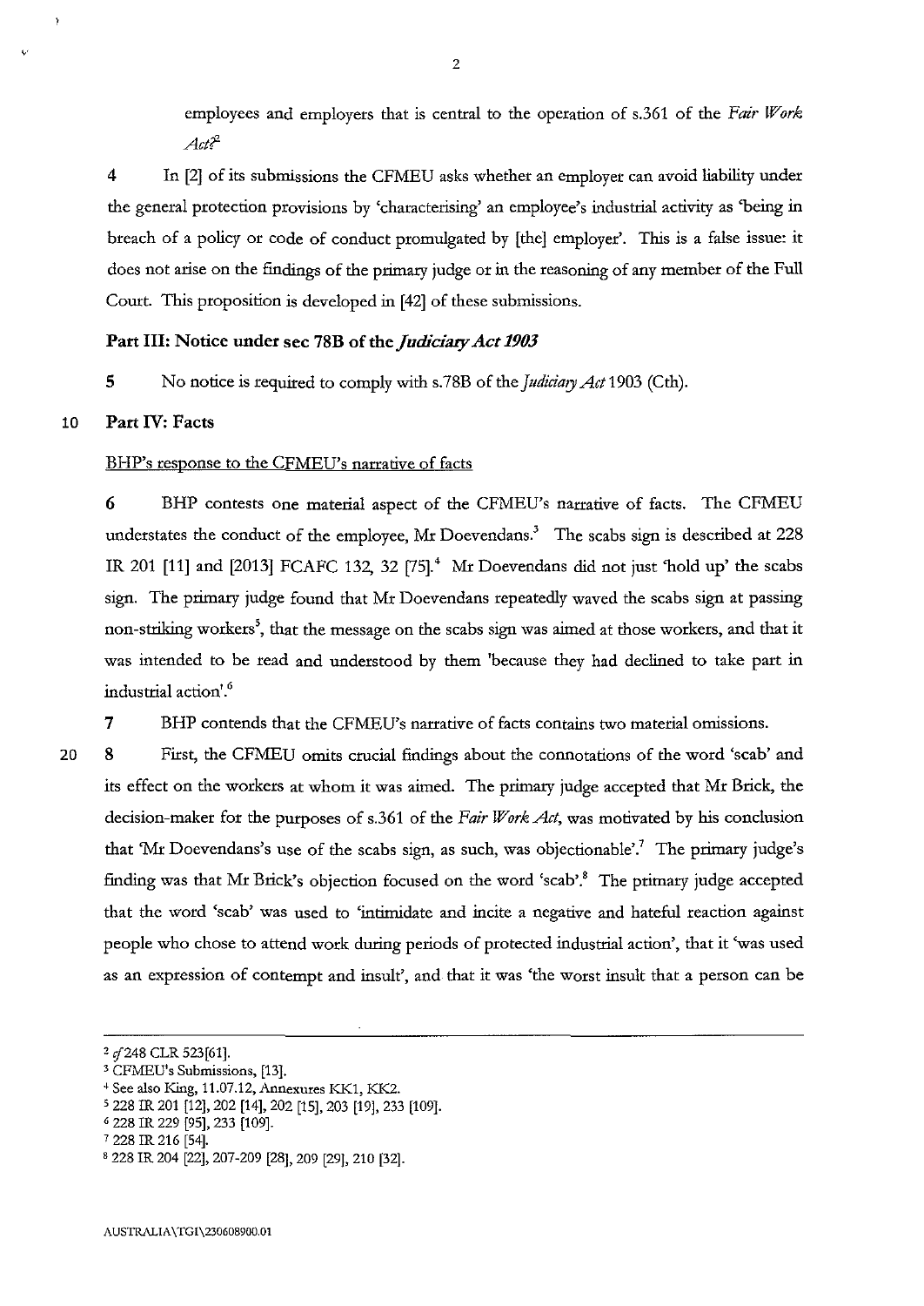employees and employers that is central to the operation of s.361 of the *Fair Work Act*?[2]

4 In [2] of its submissions the CFMEU asks whether an employer can avoid liability under the general protection provisions by 'characterising' an employee's industrial activity as 'being in breach of a policy or code of conduct promulgated by [the] employer'. This is a false issue: it does not arise on the findings of the primary judge or in the reasoning of any member of the Full Court. This proposition is developed in [42] of these submissions.

## Part III: Notice under sec 78B of the *Judiciary Act 1903*

5 No notice is required to comply with s.78B of the *Judiciary Act* 1903 (Cth).

## Part IV: Facts

BHP's response to the CFMEU's narrative of facts

6 BHP contests one material aspect of the CFMEU's narrative of facts. The CFMEU understates the conduct of the employee, Mr Doevendans.[3] The scabs sign is described at 228 IR 201 [11] and [2013] FCAFC 132, 32 [75].[4] Mr Doevendans did not just 'hold up' the scabs sign. The primary judge found that Mr Doevendans repeatedly waved the scabs sign at passing non-striking workers[5], that the message on the scabs sign was aimed at those workers, and that it was intended to be read and understood by them 'because they had declined to take part in industrial action'.[6]

7 BHP contends that the CFMEU's narrative of facts contains two material omissions.

8 First, the CFMEU omits crucial findings about the connotations of the word 'scab' and its effect on the workers at whom it was aimed. The primary judge accepted that Mr Brick, the decision-maker for the purposes of s.361 of the *Fair Work Act*, was motivated by his conclusion that 'Mr Doevendans's use of the scabs sign, as such, was objectionable'.[7] The primary judge's finding was that Mr Brick's objection focused on the word 'scab'.[8] The primary judge accepted that the word 'scab' was used to 'intimidate and incite a negative and hateful reaction against people who chose to attend work during periods of protected industrial action', that it 'was used as an expression of contempt and insult', and that it was 'the worst insult that a person can be

---

[2] *cf* 248 CLR 523[61].

[3] CFMEU's Submissions, [13].

[4] See also King, 11.07.12, Annexures KK1, KK2.

[5] 228 IR 201 [12], 202 [14], 202 [15], 203 [19], 233 [109].

[6] 228 IR 229 [95], 233 [109].

[7] 228 IR 216 [54].

[8] 228 IR 204 [22], 207-209 [28], 209 [29], 210 [32].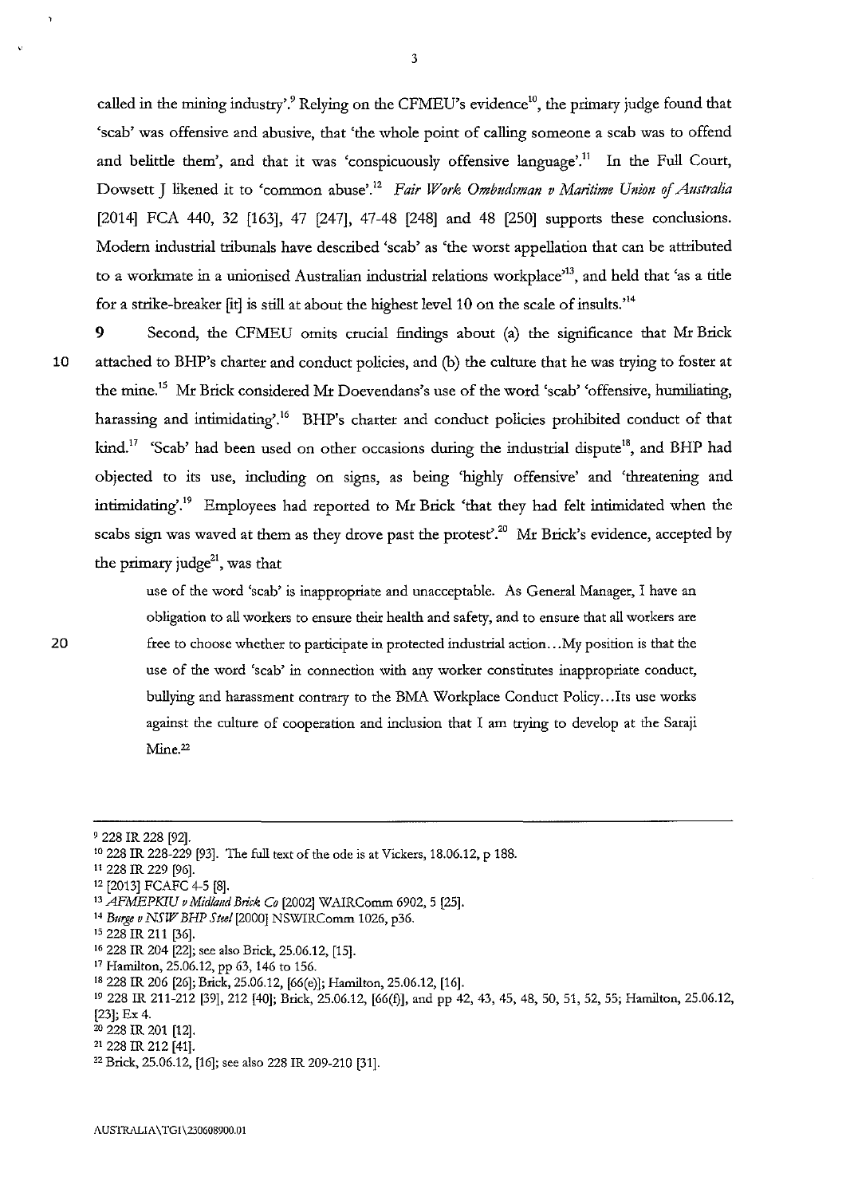called in the mining industry'.[9] Relying on the CFMEU's evidence[10], the primary judge found that 'scab' was offensive and abusive, that 'the whole point of calling someone a scab was to offend and belittle them', and that it was 'conspicuously offensive language'.[11] In the Full Court, Dowsett J likened it to 'common abuse'.[12] *Fair Work Ombudsman v Maritime Union of Australia* [2014] FCA 440, 32 [163], 47 [247], 47-48 [248] and 48 [250] supports these conclusions. Modern industrial tribunals have described 'scab' as 'the worst appellation that can be attributed to a workmate in a unionised Australian industrial relations workplace'[13], and held that 'as a title for a strike-breaker [it] is still at about the highest level 10 on the scale of insults.'[14]

9 Second, the CFMEU omits crucial findings about (a) the significance that Mr Brick attached to BHP's charter and conduct policies, and (b) the culture that he was trying to foster at the mine.[15] Mr Brick considered Mr Doevendans's use of the word 'scab' 'offensive, humiliating, harassing and intimidating'.[16] BHP's charter and conduct policies prohibited conduct of that kind.[17] 'Scab' had been used on other occasions during the industrial dispute[18], and BHP had objected to its use, including on signs, as being 'highly offensive' and 'threatening and intimidating'.[19] Employees had reported to Mr Brick 'that they had felt intimidated when the scabs sign was waved at them as they drove past the protest'.[20] Mr Brick's evidence, accepted by the primary judge[21], was that

> use of the word 'scab' is inappropriate and unacceptable. As General Manager, I have an obligation to all workers to ensure their health and safety, and to ensure that all workers are free to choose whether to participate in protected industrial action...My position is that the use of the word 'scab' in connection with any worker constitutes inappropriate conduct, bullying and harassment contrary to the BMA Workplace Conduct Policy...Its use works against the culture of cooperation and inclusion that I am trying to develop at the Saraji Mine.[22]

---

[9] 228 IR 228 [92].

[10] 228 IR 228-229 [93]. The full text of the ode is at Vickers, 18.06.12, p 188.

[11] 228 IR 229 [96].

[12] [2013] FCAFC 4-5 [8].

[13] *AFMEPKIU v Midland Brick Co* [2002] WAIRComm 6902, 5 [25].

[14] *Burge v NSW BHP Steel* [2000] NSWIRComm 1026, p36.

[15] 228 IR 211 [36].

[16] 228 IR 204 [22]; see also Brick, 25.06.12, [15].

[17] Hamilton, 25.06.12, pp 63, 146 to 156.

[18] 228 IR 206 [26]; Brick, 25.06.12, [66(e)]; Hamilton, 25.06.12, [16].

[19] 228 IR 211-212 [39], 212 [40]; Brick, 25.06.12, [66(f)], and pp 42, 43, 45, 48, 50, 51, 52, 55; Hamilton, 25.06.12, [23]; Ex 4.

[20] 228 IR 201 [12].

[21] 228 IR 212 [41].

[22] Brick, 25.06.12, [16]; see also 228 IR 209-210 [31].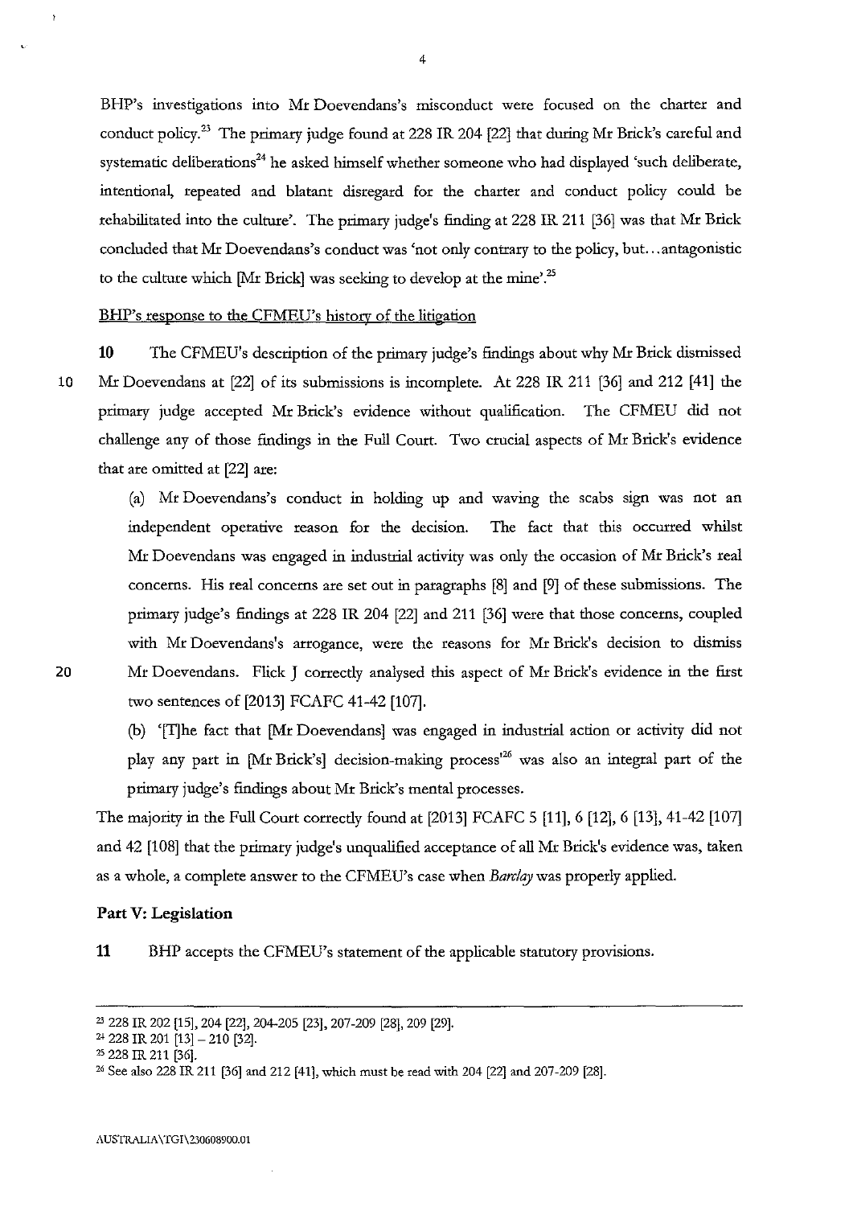BHP's investigations into Mr Doevendans's misconduct were focused on the charter and conduct policy.[23] The primary judge found at 228 IR 204 [22] that during Mr Brick's careful and systematic deliberations[24] he asked himself whether someone who had displayed 'such deliberate, intentional, repeated and blatant disregard for the charter and conduct policy could be rehabilitated into the culture'. The primary judge's finding at 228 IR 211 [36] was that Mr Brick concluded that Mr Doevendans's conduct was 'not only contrary to the policy, but...antagonistic to the culture which [Mr Brick] was seeking to develop at the mine'.[25]

BHP's response to the CFMEU's history of the litigation

**10** The CFMEU's description of the primary judge's findings about why Mr Brick dismissed Mr Doevendans at [22] of its submissions is incomplete. At 228 IR 211 [36] and 212 [41] the primary judge accepted Mr Brick's evidence without qualification. The CFMEU did not challenge any of those findings in the Full Court. Two crucial aspects of Mr Brick's evidence that are omitted at [22] are:

(a) Mr Doevendans's conduct in holding up and waving the scabs sign was not an independent operative reason for the decision. The fact that this occurred whilst Mr Doevendans was engaged in industrial activity was only the occasion of Mr Brick's real concerns. His real concerns are set out in paragraphs [8] and [9] of these submissions. The primary judge's findings at 228 IR 204 [22] and 211 [36] were that those concerns, coupled with Mr Doevendans's arrogance, were the reasons for Mr Brick's decision to dismiss Mr Doevendans. Flick J correctly analysed this aspect of Mr Brick's evidence in the first two sentences of [2013] FCAFC 41-42 [107].

(b) '[T]he fact that [Mr Doevendans] was engaged in industrial action or activity did not play any part in [Mr Brick's] decision-making process'[26] was also an integral part of the primary judge's findings about Mr Brick's mental processes.

The majority in the Full Court correctly found at [2013] FCAFC 5 [11], 6 [12], 6 [13], 41-42 [107] and 42 [108] that the primary judge's unqualified acceptance of all Mr Brick's evidence was, taken as a whole, a complete answer to the CFMEU's case when *Barclay* was properly applied.

## Part V: Legislation

**11** BHP accepts the CFMEU's statement of the applicable statutory provisions.

---

[23] 228 IR 202 [15], 204 [22], 204-205 [23], 207-209 [28], 209 [29].

[24] 228 IR 201 [13] – 210 [32].

[25] 228 IR 211 [36].

[26] See also 228 IR 211 [36] and 212 [41], which must be read with 204 [22] and 207-209 [28].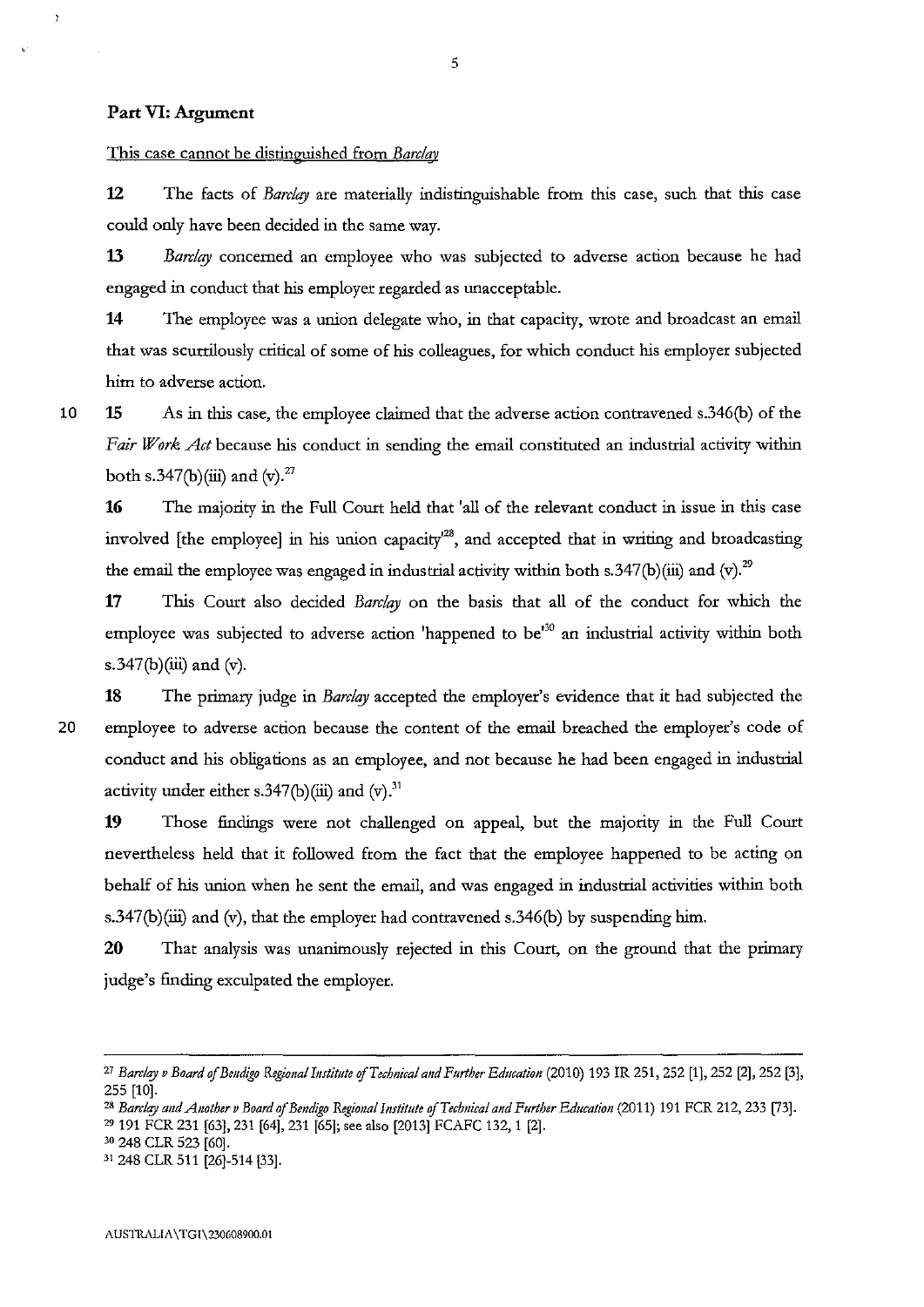## Part VI: Argument

This case cannot be distinguished from *Barclay*

**12** The facts of *Barclay* are materially indistinguishable from this case, such that this case could only have been decided in the same way.

**13** *Barclay* concerned an employee who was subjected to adverse action because he had engaged in conduct that his employer regarded as unacceptable.

**14** The employee was a union delegate who, in that capacity, wrote and broadcast an email that was scurrilously critical of some of his colleagues, for which conduct his employer subjected him to adverse action.

**15** As in this case, the employee claimed that the adverse action contravened s.346(b) of the *Fair Work Act* because his conduct in sending the email constituted an industrial activity within both s.347(b)(iii) and (v).[27]

**16** The majority in the Full Court held that 'all of the relevant conduct in issue in this case involved [the employee] in his union capacity'[28], and accepted that in writing and broadcasting the email the employee was engaged in industrial activity within both s.347(b)(iii) and (v).[29]

**17** This Court also decided *Barclay* on the basis that all of the conduct for which the employee was subjected to adverse action 'happened to be'[30] an industrial activity within both s.347(b)(iii) and (v).

**18** The primary judge in *Barclay* accepted the employer's evidence that it had subjected the employee to adverse action because the content of the email breached the employer's code of conduct and his obligations as an employee, and not because he had been engaged in industrial activity under either s.347(b)(iii) and (v).[31]

**19** Those findings were not challenged on appeal, but the majority in the Full Court nevertheless held that it followed from the fact that the employee happened to be acting on behalf of his union when he sent the email, and was engaged in industrial activities within both s.347(b)(iii) and (v), that the employer had contravened s.346(b) by suspending him.

**20** That analysis was unanimously rejected in this Court, on the ground that the primary judge's finding exculpated the employer.

---

[27] *Barclay v Board of Bendigo Regional Institute of Technical and Further Education* (2010) 193 IR 251, 252 [1], 252 [2], 252 [3], 255 [10].

[28] *Barclay and Another v Board of Bendigo Regional Institute of Technical and Further Education* (2011) 191 FCR 212, 233 [73].

[29] 191 FCR 231 [63], 231 [64], 231 [65]; see also [2013] FCAFC 132, 1 [2].

[30] 248 CLR 523 [60].

[31] 248 CLR 511 [26]-514 [33].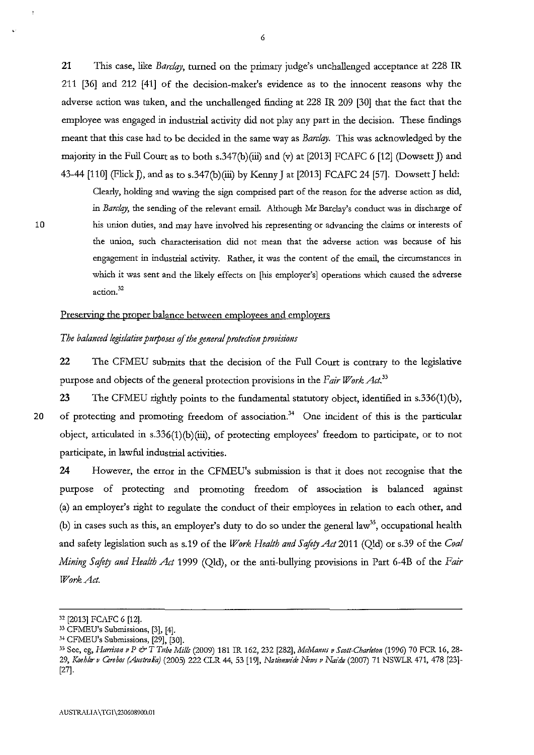21 This case, like *Barclay*, turned on the primary judge's unchallenged acceptance at 228 IR 211 [36] and 212 [41] of the decision-maker's evidence as to the innocent reasons why the adverse action was taken, and the unchallenged finding at 228 IR 209 [30] that the fact that the employee was engaged in industrial activity did not play any part in the decision. These findings meant that this case had to be decided in the same way as *Barclay*. This was acknowledged by the majority in the Full Court as to both s.347(b)(iii) and (v) at [2013] FCAFC 6 [12] (Dowsett J) and 43-44 [110] (Flick J), and as to s.347(b)(iii) by Kenny J at [2013] FCAFC 24 [57]. Dowsett J held:

> Clearly, holding and waving the sign comprised part of the reason for the adverse action as did, in *Barclay*, the sending of the relevant email. Although Mr Barclay's conduct was in discharge of his union duties, and may have involved his representing or advancing the claims or interests of the union, such characterisation did not mean that the adverse action was because of his engagement in industrial activity. Rather, it was the content of the email, the circumstances in which it was sent and the likely effects on [his employer's] operations which caused the adverse action.[32]

## Preserving the proper balance between employees and employers

### *The balanced legislative purposes of the general protection provisions*

22 The CFMEU submits that the decision of the Full Court is contrary to the legislative purpose and objects of the general protection provisions in the *Fair Work Act*.[33]

23 The CFMEU rightly points to the fundamental statutory object, identified in s.336(1)(b), of protecting and promoting freedom of association.[34] One incident of this is the particular object, articulated in s.336(1)(b)(iii), of protecting employees' freedom to participate, or to not participate, in lawful industrial activities.

24 However, the error in the CFMEU's submission is that it does not recognise that the purpose of protecting and promoting freedom of association is balanced against (a) an employer's right to regulate the conduct of their employees in relation to each other, and (b) in cases such as this, an employer's duty to do so under the general law[35], occupational health and safety legislation such as s.19 of the *Work Health and Safety Act* 2011 (Qld) or s.39 of the *Coal Mining Safety and Health Act* 1999 (Qld), or the anti-bullying provisions in Part 6-4B of the *Fair Work Act*.

---

[32] [2013] FCAFC 6 [12].

[33] CFMEU's Submissions, [3], [4].

[34] CFMEU's Submissions, [29], [30].

[35] See, eg, *Harrison v P & T Tube Mills* (2009) 181 IR 162, 232 [282], *McManus v Scott-Charlton* (1996) 70 FCR 16, 28-29, *Koehler v Cerebos (Australia)* (2005) 222 CLR 44, 53 [19], *Nationwide News v Naidu* (2007) 71 NSWLR 471, 478 [23]-[27].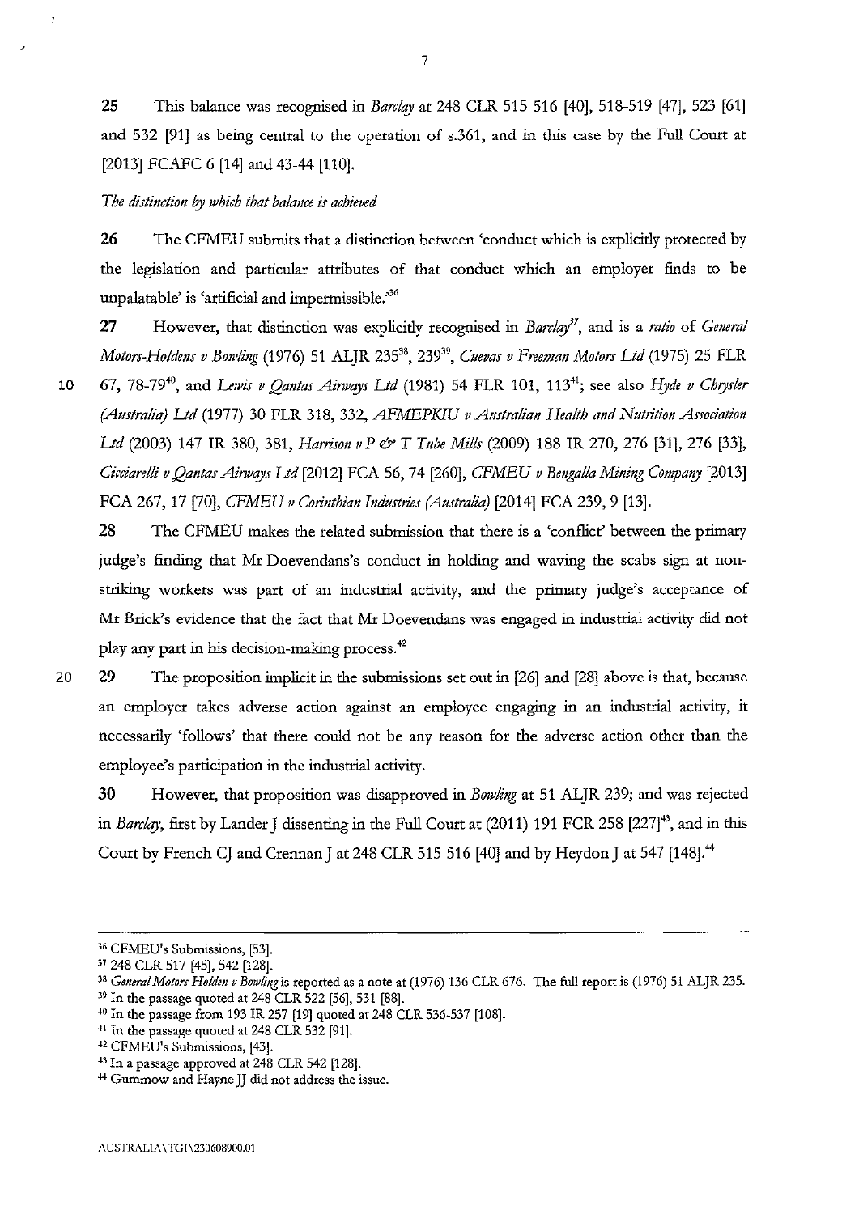25 This balance was recognised in *Barclay* at 248 CLR 515-516 [40], 518-519 [47], 523 [61] and 532 [91] as being central to the operation of s.361, and in this case by the Full Court at [2013] FCAFC 6 [14] and 43-44 [110].

*The distinction by which that balance is achieved*

26 The CFMEU submits that a distinction between 'conduct which is explicitly protected by the legislation and particular attributes of that conduct which an employer finds to be unpalatable' is 'artificial and impermissible.'[36]

27 However, that distinction was explicitly recognised in *Barclay*[37], and is a *ratio* of *General Motors-Holdens v Bowling* (1976) 51 ALJR 235[38], 239[39], *Cuevas v Freeman Motors Ltd* (1975) 25 FLR 67, 78-79[40], and *Lewis v Qantas Airways Ltd* (1981) 54 FLR 101, 113[41]; see also *Hyde v Chrysler (Australia) Ltd* (1977) 30 FLR 318, 332, *AFMEPKIU v Australian Health and Nutrition Association Ltd* (2003) 147 IR 380, 381, *Harrison v P & T Tube Mills* (2009) 188 IR 270, 276 [31], 276 [33], *Cicciarelli v Qantas Airways Ltd* [2012] FCA 56, 74 [260], *CFMEU v Bengalla Mining Company* [2013] FCA 267, 17 [70], *CFMEU v Corinthian Industries (Australia)* [2014] FCA 239, 9 [13].

28 The CFMEU makes the related submission that there is a 'conflict' between the primary judge's finding that Mr Doevendans's conduct in holding and waving the scabs sign at non-striking workers was part of an industrial activity, and the primary judge's acceptance of Mr Brick's evidence that the fact that Mr Doevendans was engaged in industrial activity did not play any part in his decision-making process.[42]

29 The proposition implicit in the submissions set out in [26] and [28] above is that, because an employer takes adverse action against an employee engaging in an industrial activity, it necessarily 'follows' that there could not be any reason for the adverse action other than the employee's participation in the industrial activity.

30 However, that proposition was disapproved in *Bowling* at 51 ALJR 239; and was rejected in *Barclay*, first by Lander J dissenting in the Full Court at (2011) 191 FCR 258 [227][43], and in this Court by French CJ and Crennan J at 248 CLR 515-516 [40] and by Heydon J at 547 [148].[44]

---

[36] CFMEU's Submissions, [53].

[37] 248 CLR 517 [45], 542 [128].

[38] *General Motors Holden v Bowling* is reported as a note at (1976) 136 CLR 676. The full report is (1976) 51 ALJR 235.

[39] In the passage quoted at 248 CLR 522 [56], 531 [88].

[40] In the passage from 193 IR 257 [19] quoted at 248 CLR 536-537 [108].

[41] In the passage quoted at 248 CLR 532 [91].

[42] CFMEU's Submissions, [43].

[43] In a passage approved at 248 CLR 542 [128].

[44] Gummow and Hayne JJ did not address the issue.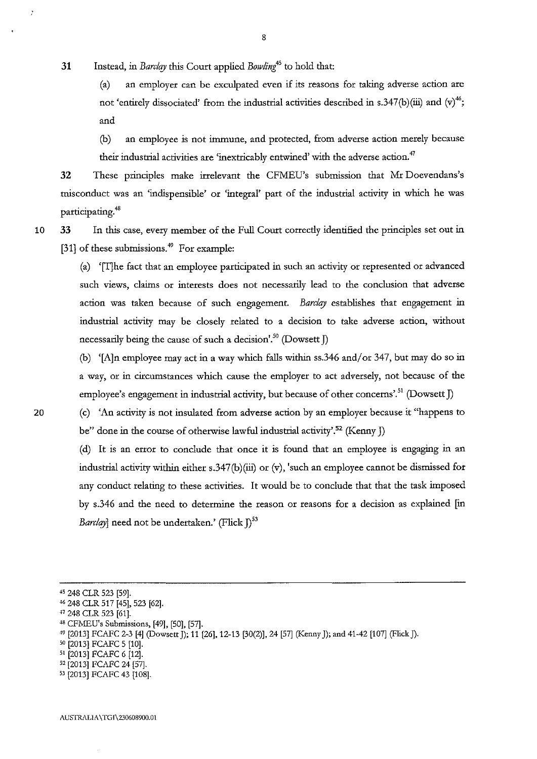**31** Instead, in *Barclay* this Court applied *Bowling*[45] to hold that:

(a) an employer can be exculpated even if its reasons for taking adverse action are not 'entirely dissociated' from the industrial activities described in s.347(b)(iii) and (v)[46]; and

(b) an employee is not immune, and protected, from adverse action merely because their industrial activities are 'inextricably entwined' with the adverse action.[47]

**32** These principles make irrelevant the CFMEU's submission that Mr Doevendans's misconduct was an 'indispensible' or 'integral' part of the industrial activity in which he was participating.[48]

**33** In this case, every member of the Full Court correctly identified the principles set out in [31] of these submissions.[49] For example:

(a) '[T]he fact that an employee participated in such an activity or represented or advanced such views, claims or interests does not necessarily lead to the conclusion that adverse action was taken because of such engagement. *Barclay* establishes that engagement in industrial activity may be closely related to a decision to take adverse action, without necessarily being the cause of such a decision'.[50] (Dowsett J)

(b) '[A]n employee may act in a way which falls within ss.346 and/or 347, but may do so in a way, or in circumstances which cause the employer to act adversely, not because of the employee's engagement in industrial activity, but because of other concerns'.[51] (Dowsett J)

(c) 'An activity is not insulated from adverse action by an employer because it "happens to be" done in the course of otherwise lawful industrial activity'.[52] (Kenny J)

(d) It is an error to conclude that once it is found that an employee is engaging in an industrial activity within either s.347(b)(iii) or (v), 'such an employee cannot be dismissed for any conduct relating to these activities. It would be to conclude that that the task imposed by s.346 and the need to determine the reason or reasons for a decision as explained [in *Barclay*] need not be undertaken.' (Flick J)[53]

---

[45] 248 CLR 523 [59].

[46] 248 CLR 517 [45], 523 [62].

[47] 248 CLR 523 [61].

[48] CFMEU's Submissions, [49], [50], [57].

[49] [2013] FCAFC 2-3 [4] (Dowsett J); 11 [26], 12-13 [30(2)], 24 [57] (Kenny J); and 41-42 [107] (Flick J).

[50] [2013] FCAFC 5 [10].

[51] [2013] FCAFC 6 [12].

[52] [2013] FCAFC 24 [57].

[53] [2013] FCAFC 43 [108].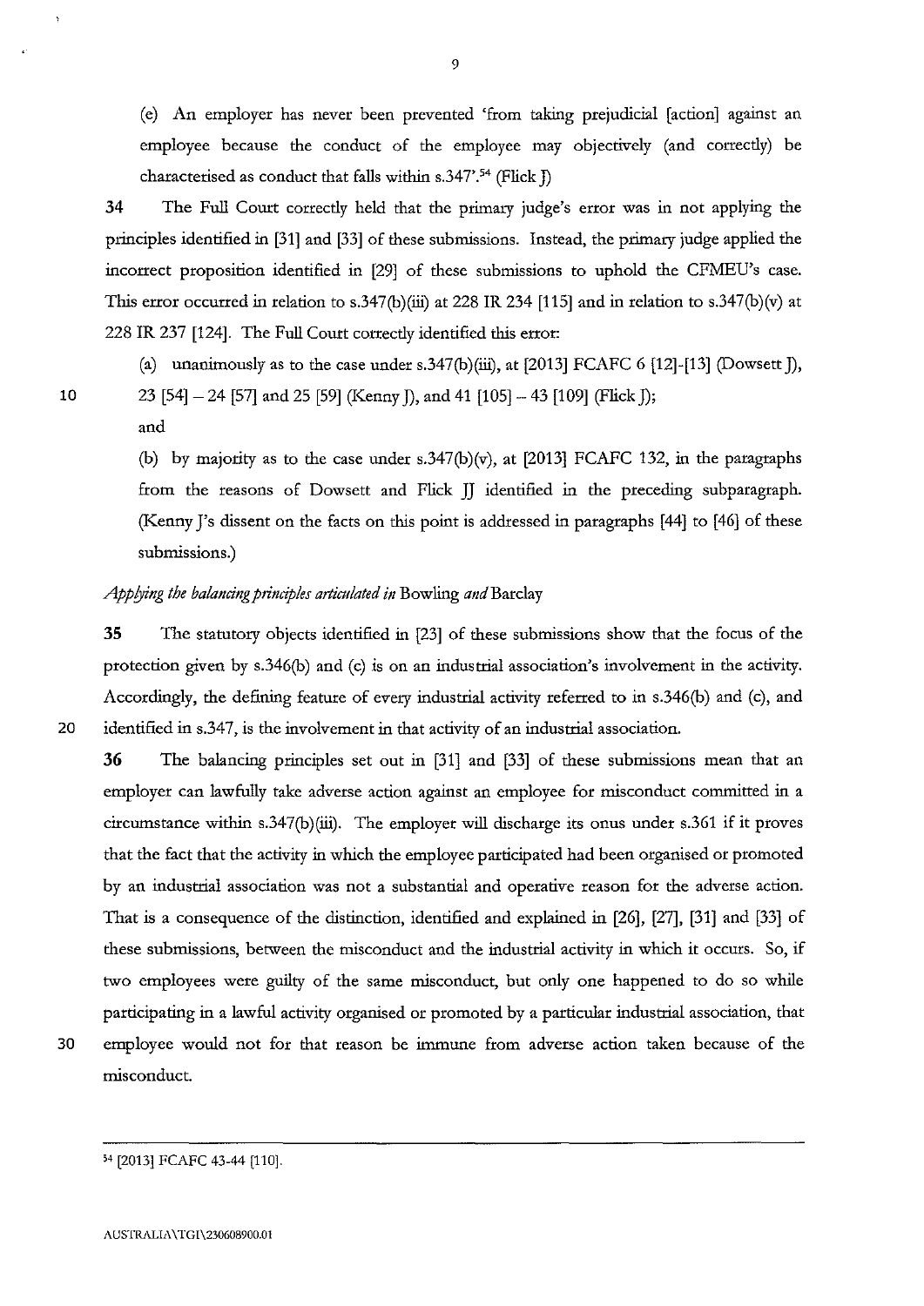(e) An employer has never been prevented 'from taking prejudicial [action] against an employee because the conduct of the employee may objectively (and correctly) be characterised as conduct that falls within s.347'.[54] (Flick J)

**34** The Full Court correctly held that the primary judge's error was in not applying the principles identified in [31] and [33] of these submissions. Instead, the primary judge applied the incorrect proposition identified in [29] of these submissions to uphold the CFMEU's case. This error occurred in relation to s.347(b)(iii) at 228 IR 234 [115] and in relation to s.347(b)(v) at 228 IR 237 [124]. The Full Court correctly identified this error:

(a) unanimously as to the case under s.347(b)(iii), at [2013] FCAFC 6 [12]-[13] (Dowsett J), 23 [54] – 24 [57] and 25 [59] (Kenny J), and 41 [105] – 43 [109] (Flick J); and

(b) by majority as to the case under s.347(b)(v), at [2013] FCAFC 132, in the paragraphs from the reasons of Dowsett and Flick JJ identified in the preceding subparagraph. (Kenny J's dissent on the facts on this point is addressed in paragraphs [44] to [46] of these submissions.)

*Applying the balancing principles articulated in* Bowling *and* Barclay

**35** The statutory objects identified in [23] of these submissions show that the focus of the protection given by s.346(b) and (c) is on an industrial association's involvement in the activity. Accordingly, the defining feature of every industrial activity referred to in s.346(b) and (c), and identified in s.347, is the involvement in that activity of an industrial association.

**36** The balancing principles set out in [31] and [33] of these submissions mean that an employer can lawfully take adverse action against an employee for misconduct committed in a circumstance within s.347(b)(iii). The employer will discharge its onus under s.361 if it proves that the fact that the activity in which the employee participated had been organised or promoted by an industrial association was not a substantial and operative reason for the adverse action. That is a consequence of the distinction, identified and explained in [26], [27], [31] and [33] of these submissions, between the misconduct and the industrial activity in which it occurs. So, if two employees were guilty of the same misconduct, but only one happened to do so while participating in a lawful activity organised or promoted by a particular industrial association, that employee would not for that reason be immune from adverse action taken because of the misconduct.

---

[54] [2013] FCAFC 43-44 [110].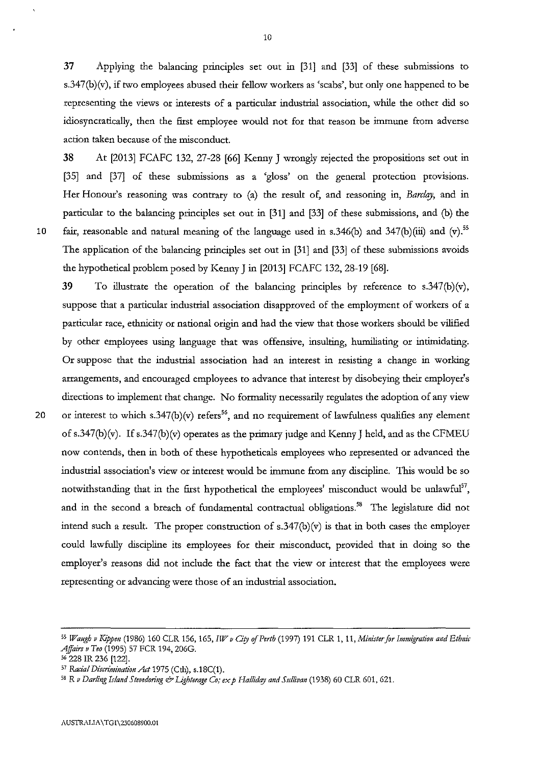**37** Applying the balancing principles set out in [31] and [33] of these submissions to s.347(b)(v), if two employees abused their fellow workers as 'scabs', but only one happened to be representing the views or interests of a particular industrial association, while the other did so idiosyncratically, then the first employee would not for that reason be immune from adverse action taken because of the misconduct.

**38** At [2013] FCAFC 132, 27-28 [66] Kenny J wrongly rejected the propositions set out in [35] and [37] of these submissions as a 'gloss' on the general protection provisions. Her Honour's reasoning was contrary to (a) the result of, and reasoning in, *Barclay*, and in particular to the balancing principles set out in [31] and [33] of these submissions, and (b) the fair, reasonable and natural meaning of the language used in s.346(b) and 347(b)(iii) and (v).[55] The application of the balancing principles set out in [31] and [33] of these submissions avoids the hypothetical problem posed by Kenny J in [2013] FCAFC 132, 28-19 [68].

**39** To illustrate the operation of the balancing principles by reference to s.347(b)(v), suppose that a particular industrial association disapproved of the employment of workers of a particular race, ethnicity or national origin and had the view that those workers should be vilified by other employees using language that was offensive, insulting, humiliating or intimidating. Or suppose that the industrial association had an interest in resisting a change in working arrangements, and encouraged employees to advance that interest by disobeying their employer's directions to implement that change. No formality necessarily regulates the adoption of any view or interest to which s.347(b)(v) refers[56], and no requirement of lawfulness qualifies any element of s.347(b)(v). If s.347(b)(v) operates as the primary judge and Kenny J held, and as the CFMEU now contends, then in both of these hypotheticals employees who represented or advanced the industrial association's view or interest would be immune from any discipline. This would be so notwithstanding that in the first hypothetical the employees' misconduct would be unlawful[57], and in the second a breach of fundamental contractual obligations.[58] The legislature did not intend such a result. The proper construction of s.347(b)(v) is that in both cases the employer could lawfully discipline its employees for their misconduct, provided that in doing so the employer's reasons did not include the fact that the view or interest that the employees were representing or advancing were those of an industrial association.

---

[55] *Waugh v Kippen* (1986) 160 CLR 156, 165, *IW v City of Perth* (1997) 191 CLR 1, 11, *Minister for Immigration and Ethnic Affairs v Teo* (1995) 57 FCR 194, 206G.

[56] 228 IR 236 [122].

[57] *Racial Discrimination Act* 1975 (Cth), s.18C(1).

[58] *R v Darling Island Stevedoring & Lighterage Co; ex p Halliday and Sullivan* (1938) 60 CLR 601, 621.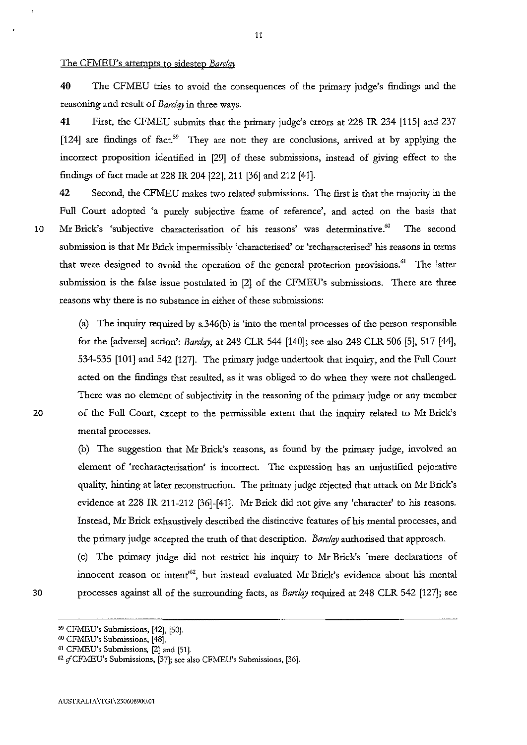The CFMEU's attempts to sidestep *Barclay*

**40** The CFMEU tries to avoid the consequences of the primary judge's findings and the reasoning and result of *Barclay* in three ways.

**41** First, the CFMEU submits that the primary judge's errors at 228 IR 234 [115] and 237 [124] are findings of fact.[59] They are not: they are conclusions, arrived at by applying the incorrect proposition identified in [29] of these submissions, instead of giving effect to the findings of fact made at 228 IR 204 [22], 211 [36] and 212 [41].

**42** Second, the CFMEU makes two related submissions. The first is that the majority in the Full Court adopted 'a purely subjective frame of reference', and acted on the basis that Mr Brick's 'subjective characterisation of his reasons' was determinative.[60] The second submission is that Mr Brick impermissibly 'characterised' or 'recharacterised' his reasons in terms that were designed to avoid the operation of the general protection provisions.[61] The latter submission is the false issue postulated in [2] of the CFMEU's submissions. There are three reasons why there is no substance in either of these submissions:

(a) The inquiry required by s.346(b) is 'into the mental processes of the person responsible for the [adverse] action': *Barclay*, at 248 CLR 544 [140]; see also 248 CLR 506 [5], 517 [44], 534-535 [101] and 542 [127]. The primary judge undertook that inquiry, and the Full Court acted on the findings that resulted, as it was obliged to do when they were not challenged. There was no element of subjectivity in the reasoning of the primary judge or any member of the Full Court, except to the permissible extent that the inquiry related to Mr Brick's mental processes.

(b) The suggestion that Mr Brick's reasons, as found by the primary judge, involved an element of 'recharacterisation' is incorrect. The expression has an unjustified pejorative quality, hinting at later reconstruction. The primary judge rejected that attack on Mr Brick's evidence at 228 IR 211-212 [36]-[41]. Mr Brick did not give any 'character' to his reasons. Instead, Mr Brick exhaustively described the distinctive features of his mental processes, and the primary judge accepted the truth of that description. *Barclay* authorised that approach.

(c) The primary judge did not restrict his inquiry to Mr Brick's 'mere declarations of innocent reason or intent'[62], but instead evaluated Mr Brick's evidence about his mental processes against all of the surrounding facts, as *Barclay* required at 248 CLR 542 [127]; see

---

[59] CFMEU's Submissions, [42], [50].

[60] CFMEU's Submissions, [48].

[61] CFMEU's Submissions, [2] and [51].

[62] *cf* CFMEU's Submissions, [37]; see also CFMEU's Submissions, [36].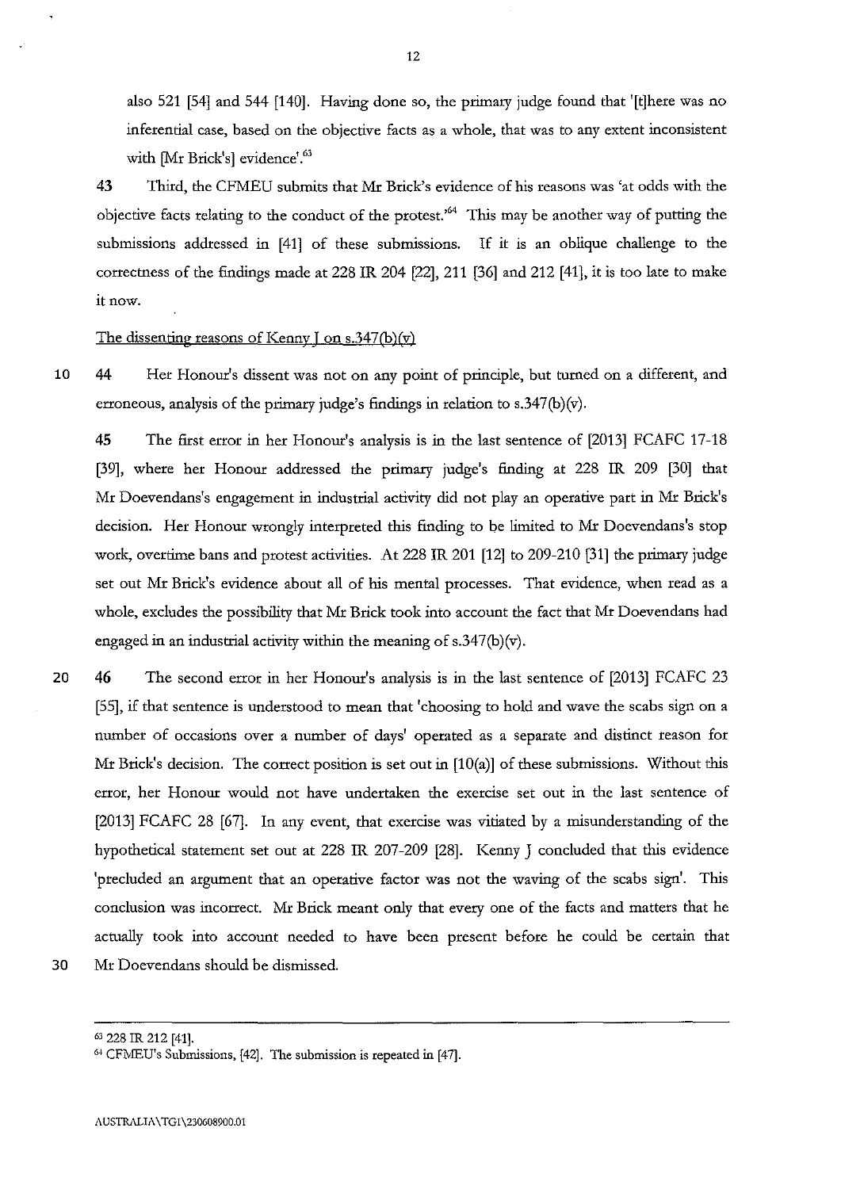also 521 [54] and 544 [140]. Having done so, the primary judge found that '[t]here was no inferential case, based on the objective facts as a whole, that was to any extent inconsistent with [Mr Brick's] evidence'.[63]

**43** Third, the CFMEU submits that Mr Brick's evidence of his reasons was 'at odds with the objective facts relating to the conduct of the protest.'[64] This may be another way of putting the submissions addressed in [41] of these submissions. If it is an oblique challenge to the correctness of the findings made at 228 IR 204 [22], 211 [36] and 212 [41], it is too late to make it now.

<u>The dissenting reasons of Kenny J on s.347(b)(v)</u>

**44** Her Honour's dissent was not on any point of principle, but turned on a different, and erroneous, analysis of the primary judge's findings in relation to s.347(b)(v).

**45** The first error in her Honour's analysis is in the last sentence of [2013] FCAFC 17-18 [39], where her Honour addressed the primary judge's finding at 228 IR 209 [30] that Mr Doevendans's engagement in industrial activity did not play an operative part in Mr Brick's decision. Her Honour wrongly interpreted this finding to be limited to Mr Doevendans's stop work, overtime bans and protest activities. At 228 IR 201 [12] to 209-210 [31] the primary judge set out Mr Brick's evidence about all of his mental processes. That evidence, when read as a whole, excludes the possibility that Mr Brick took into account the fact that Mr Doevendans had engaged in an industrial activity within the meaning of s.347(b)(v).

**46** The second error in her Honour's analysis is in the last sentence of [2013] FCAFC 23 [55], if that sentence is understood to mean that 'choosing to hold and wave the scabs sign on a number of occasions over a number of days' operated as a separate and distinct reason for Mr Brick's decision. The correct position is set out in [10(a)] of these submissions. Without this error, her Honour would not have undertaken the exercise set out in the last sentence of [2013] FCAFC 28 [67]. In any event, that exercise was vitiated by a misunderstanding of the hypothetical statement set out at 228 IR 207-209 [28]. Kenny J concluded that this evidence 'precluded an argument that an operative factor was not the waving of the scabs sign'. This conclusion was incorrect. Mr Brick meant only that every one of the facts and matters that he actually took into account needed to have been present before he could be certain that Mr Doevendans should be dismissed.

---

[63] 228 IR 212 [41].

[64] CFMEU's Submissions, [42]. The submission is repeated in [47].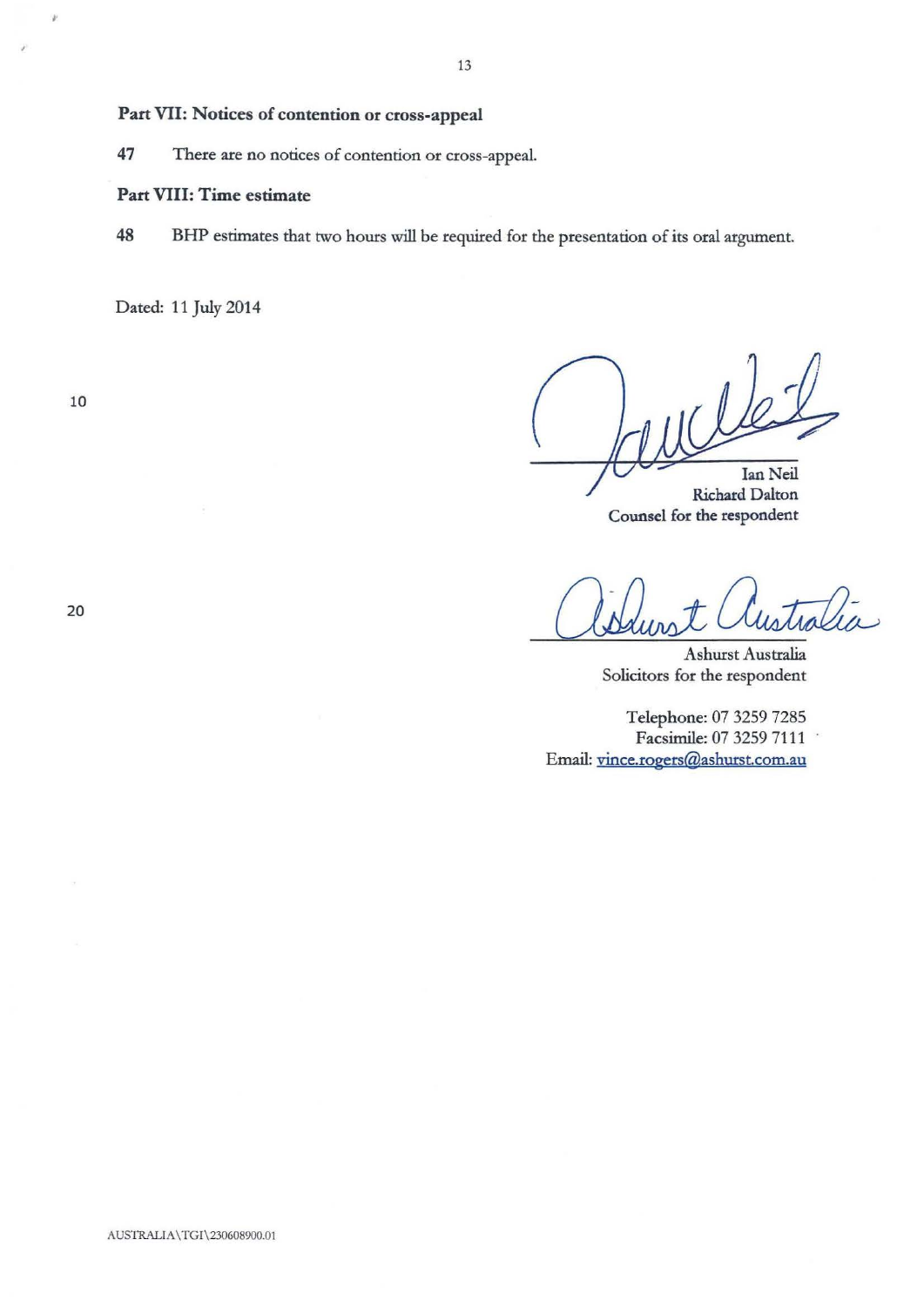**Part VII: Notices of contention or cross-appeal**

47 There are no notices of contention or cross-appeal.

**Part VIII: Time estimate**

48 BHP estimates that two hours will be required for the presentation of its oral argument.

Dated: 11 July 2014

Ian Neil
Richard Dalton
Counsel for the respondent

Ashurst Australia
Solicitors for the respondent

Telephone: 07 3259 7285
Facsimile: 07 3259 7111
Email: vince.rogers@ashurst.com.au

AUSTRALIA\TGI\230608900.01